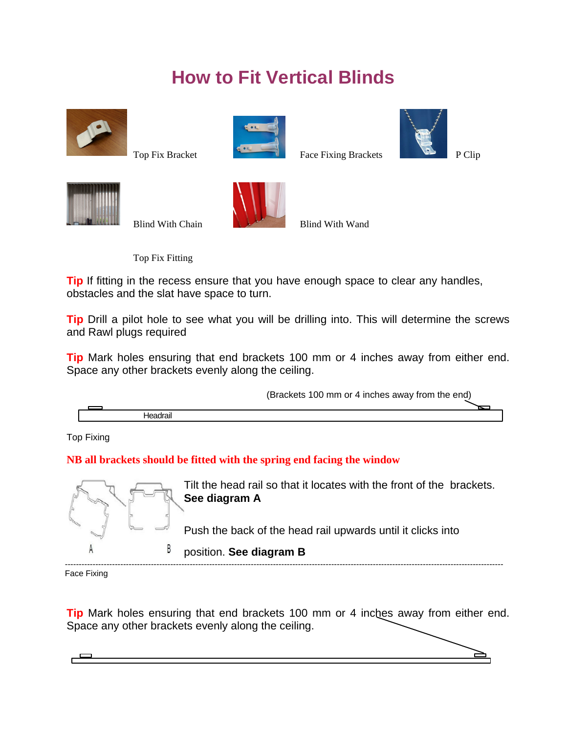# How to Fit Vertical Blinds

Top Fix Bracket

Face Fixing Brackets

P Clip

Blind With Chain

Blind With Wand

Top Fix Fitting

**Tip** If fitting in the recess ensure that you have enough space to clear any handles, obstacles and the slat have space to turn.

**Tip** Drill a pilot hole to see what you will be drilling into. This will determine the screws and Rawl plugs required

**Tip** Mark holes ensuring that end brackets 100 mm or 4 inches away from either end. Space any other brackets evenly along the ceiling.

(Brackets 100 mm or 4 inches away from the end)

Headrail

Top Fixing

**NB all brackets should be fitted with the spring end facing the window**

Tilt the head rail so that it locates with the front of the brackets. **See diagram A**

Push the back of the head rail upwards until it clicks into position. **See diagram B**

A

B

Face Fixing

**Tip** Mark holes ensuring that end brackets 100 mm or 4 inches away from either end. Space any other brackets evenly along the ceiling.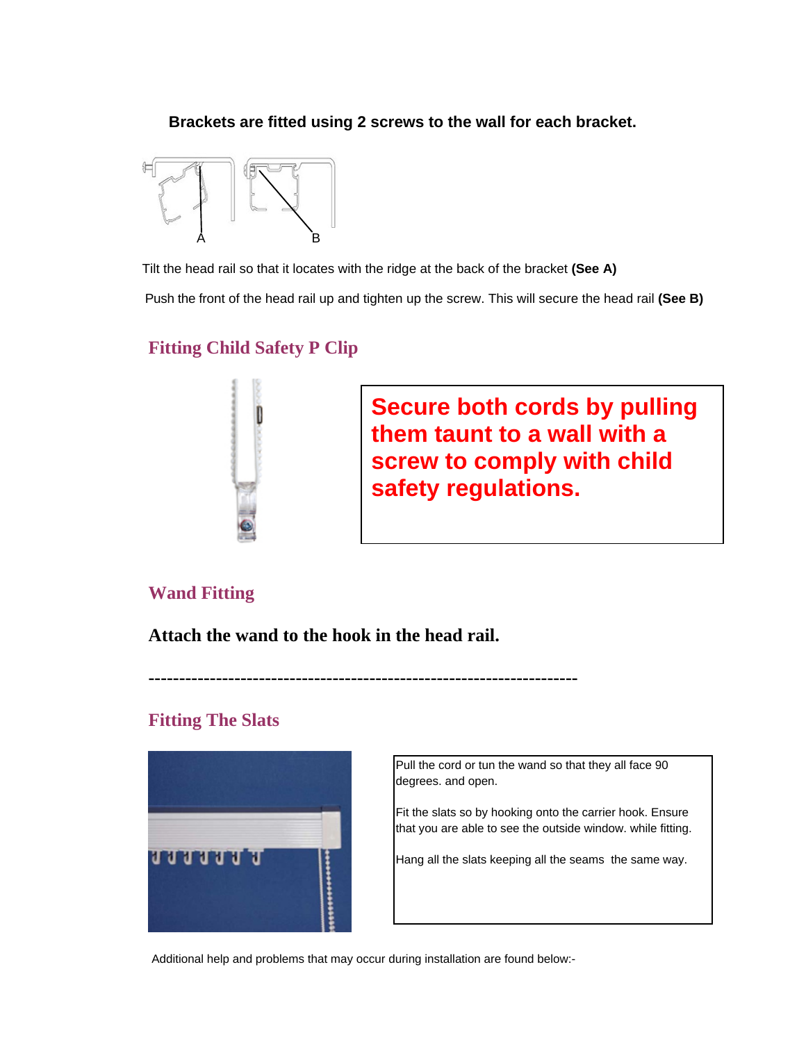**Brackets are fitted using 2 screws to the wall for each bracket.**

A B

Tilt the head rail so that it locates with the ridge at the back of the bracket **(See A)**

Push the front of the head rail up and tighten up the screw. This will secure the head rail **(See B)**

## Fitting Child Safety P Clip

**Secure both cords by pulling them taunt to a wall with a screw to comply with child safety regulations.**

## Wand Fitting

**Attach the wand to the hook in the head rail.**

---

## Fitting The Slats

Pull the cord or tun the wand so that they all face 90 degrees. and open.

Fit the slats so by hooking onto the carrier hook. Ensure that you are able to see the outside window. while fitting.

Hang all the slats keeping all the seams the same way.

Additional help and problems that may occur during installation are found below:-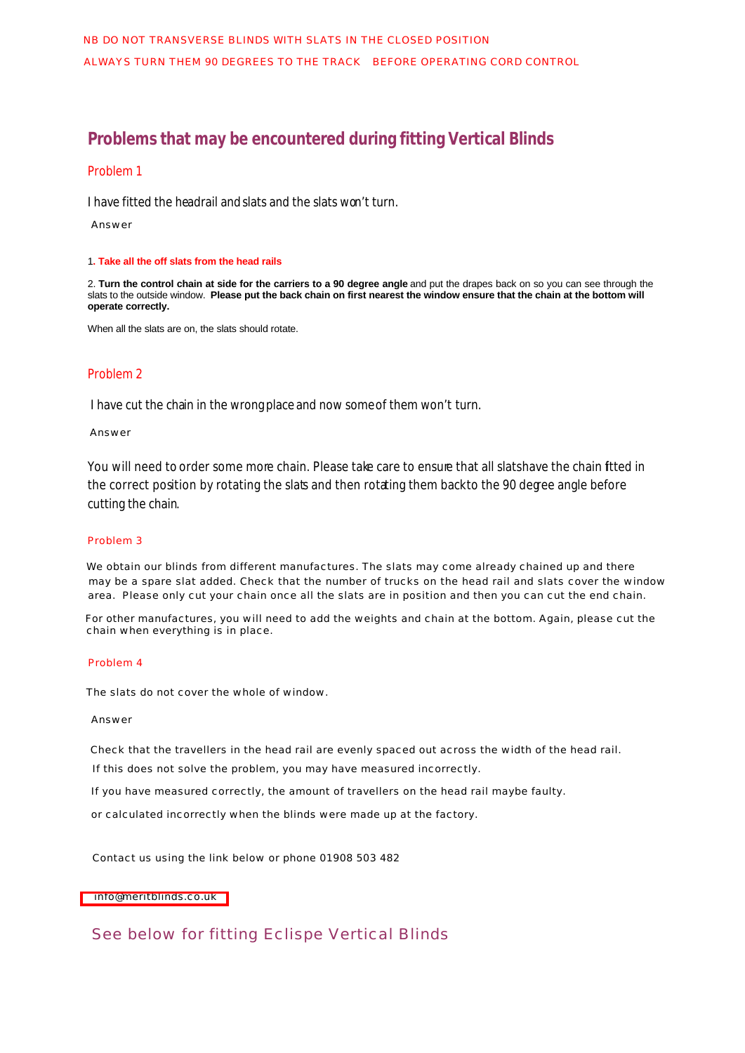NB DO NOT TRANSVERSE BLINDS WITH SLATS IN THE CLOSED POSITION

ALWAYS TURN THEM 90 DEGREES TO THE TRACK BEFORE OPERATING CORD CONTROL

# Problems that may be encountered during fitting Vertical Blinds

## Problem 1

I have fitted the headrail and slats and the slats won't turn.

Answer

1. **Take all the off slats from the head rails**

2. **Turn the control chain at side for the carriers to a 90 degree angle** and put the drapes back on so you can see through the slats to the outside window. **Please put the back chain on first nearest the window ensure that the chain at the bottom will operate correctly.**

When all the slats are on, the slats should rotate.

## Problem 2

I have cut the chain in the wrong place and now some of them won't turn.

Answer

You will need to order some more chain. Please take care to ensure that all slats have the chain fitted in the correct position by rotating the slats and then rotating them back to the 90 degree angle before cutting the chain.

## Problem 3

We obtain our blinds from different manufactures. The slats may come already chained up and there may be a spare slat added. Check that the number of trucks on the head rail and slats cover the window area. Please only cut your chain once all the slats are in position and then you can cut the end chain.

For other manufactures, you will need to add the weights and chain at the bottom. Again, please cut the chain when everything is in place.

## Problem 4

The slats do not cover the whole of window.

Answer

Check that the travellers in the head rail are evenly spaced out across the width of the head rail.

If this does not solve the problem, you may have measured incorrectly.

If you have measured correctly, the amount of travellers on the head rail maybe faulty.

or calculated incorrectly when the blinds were made up at the factory.

Contact us using the link below or phone 01908 503 482

info@meritblinds.co.uk

See below for fitting Eclispe Vertical Blinds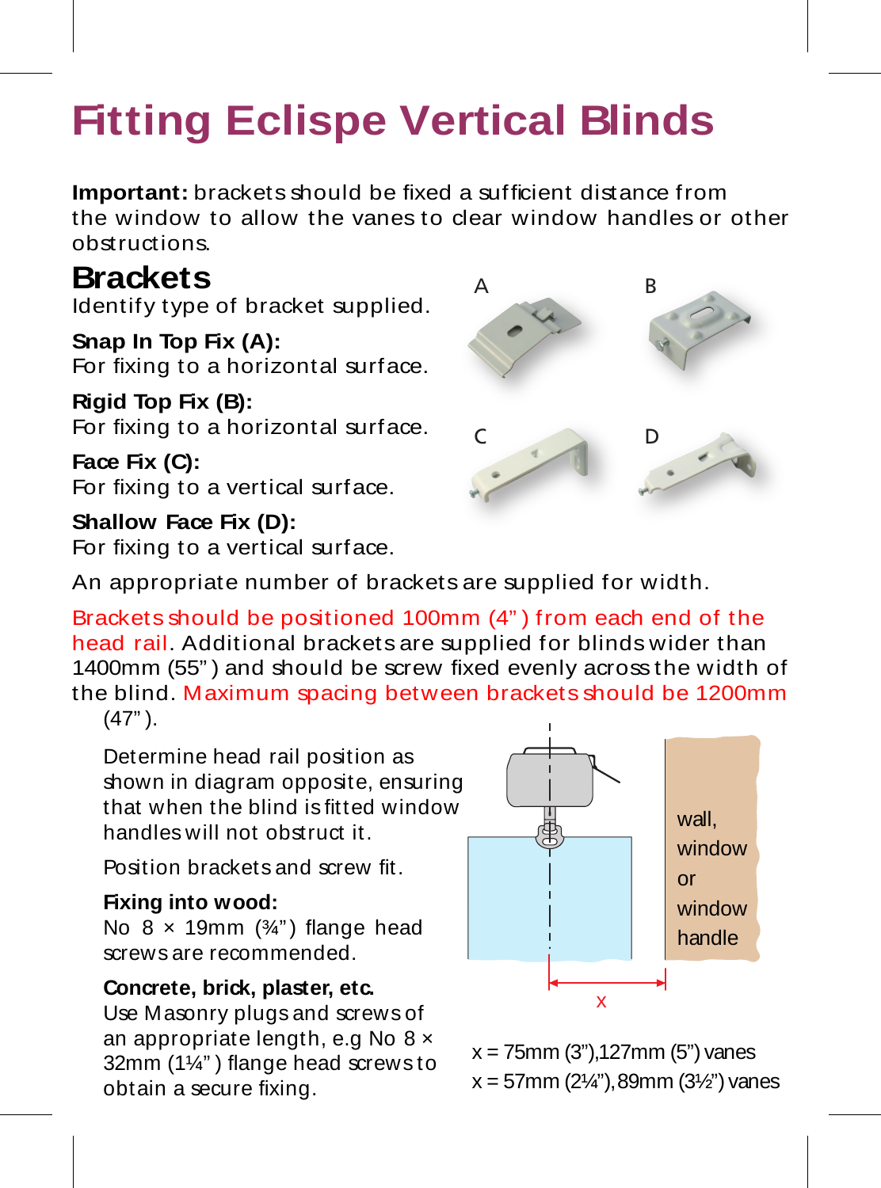# Fitting Eclispe Vertical Blinds

**Important:** brackets should be fixed a sufficient distance from the window to allow the vanes to clear window handles or other obstructions.

## Brackets

Identify type of bracket supplied.

**Snap In Top Fix (A):**
For fixing to a horizontal surface.

**Rigid Top Fix (B):**
For fixing to a horizontal surface.

**Face Fix (C):**
For fixing to a vertical surface.

**Shallow Face Fix (D):**
For fixing to a vertical surface.

A

B

C

D

An appropriate number of brackets are supplied for width.

Brackets should be positioned 100mm (4") from each end of the head rail. Additional brackets are supplied for blinds wider than 1400mm (55") and should be screw fixed evenly across the width of the blind. Maximum spacing between brackets should be 1200mm (47").

Determine head rail position as shown in diagram opposite, ensuring that when the blind is fitted window handles will not obstruct it.

Position brackets and screw fit.

**Fixing into wood:**
No 8 × 19mm (¾") flange head screws are recommended.

**Concrete, brick, plaster, etc.**
Use Masonry plugs and screws of an appropriate length, e.g No 8 × 32mm (1¼") flange head screws to obtain a secure fixing.

wall, window or window handle

x

x = 75mm (3"),127mm (5") vanes
x = 57mm (2¼"), 89mm (3½") vanes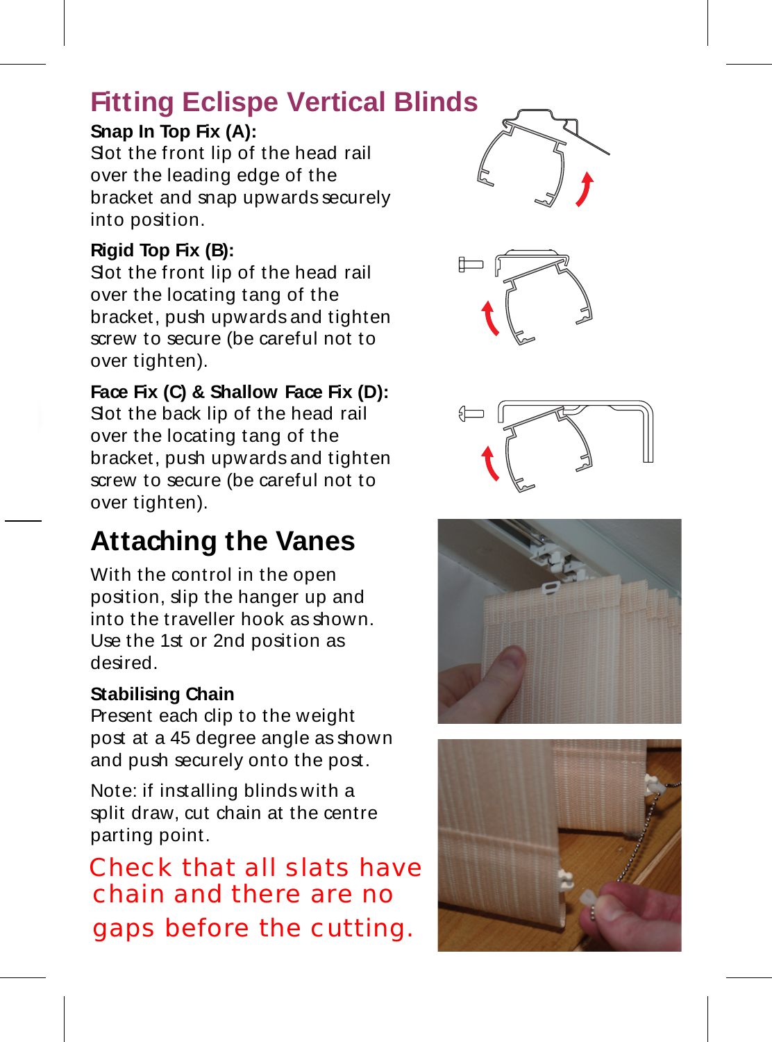# Fitting Eclispe Vertical Blinds

**Snap In Top Fix (A):**
Slot the front lip of the head rail over the leading edge of the bracket and snap upwards securely into position.

**Rigid Top Fix (B):**
Slot the front lip of the head rail over the locating tang of the bracket, push upwards and tighten screw to secure (be careful not to over tighten).

**Face Fix (C) & Shallow Face Fix (D):**
Slot the back lip of the head rail over the locating tang of the bracket, push upwards and tighten screw to secure (be careful not to over tighten).

# Attaching the Vanes

With the control in the open position, slip the hanger up and into the traveller hook as shown. Use the 1st or 2nd position as desired.

**Stabilising Chain**
Present each clip to the weight post at a 45 degree angle as shown and push securely onto the post.

Note: if installing blinds with a split draw, cut chain at the centre parting point.

Check that all slats have chain and there are no gaps before the cutting.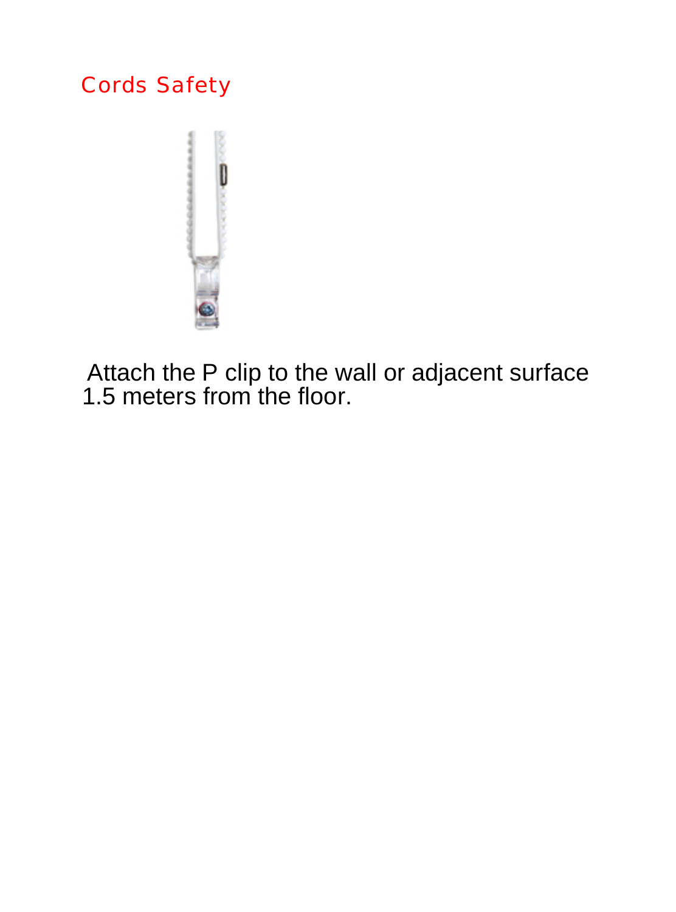## Cords Safety

Attach the P clip to the wall or adjacent surface 1.5 meters from the floor.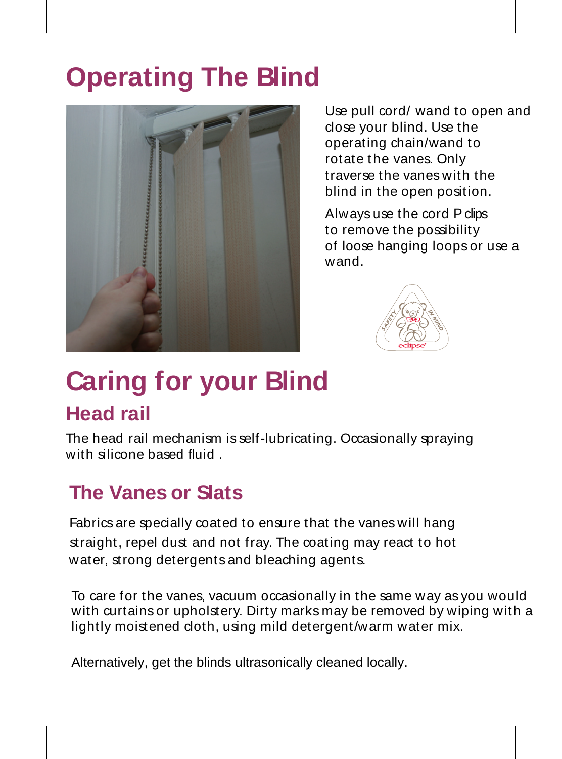# Operating The Blind

Use pull cord/ wand to open and close your blind. Use the operating chain/wand to rotate the vanes. Only traverse the vanes with the blind in the open position.

Always use the cord P clips to remove the possibility of loose hanging loops or use a wand.

# Caring for your Blind

## Head rail

The head rail mechanism is self-lubricating. Occasionally spraying with silicone based fluid .

## The Vanes or Slats

Fabrics are specially coated to ensure that the vanes will hang straight, repel dust and not fray. The coating may react to hot water, strong detergents and bleaching agents.

To care for the vanes, vacuum occasionally in the same way as you would with curtains or upholstery. Dirty marks may be removed by wiping with a lightly moistened cloth, using mild detergent/warm water mix.

Alternatively, get the blinds ultrasonically cleaned locally.